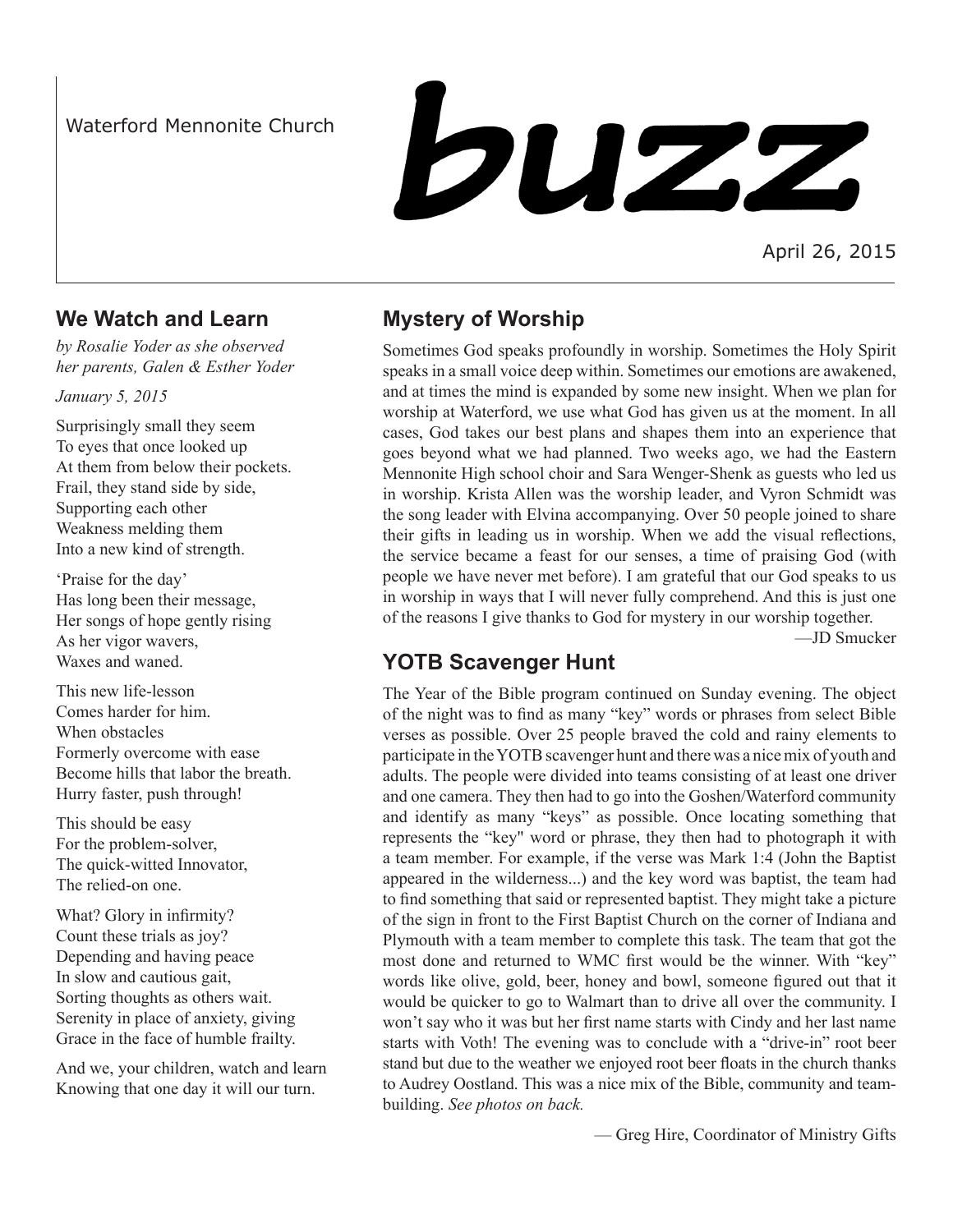Waterford Mennonite Church

# buzz

April 26, 2015

## We Watch and Learn

*by Rosalie Yoder as she observed her parents, Galen & Esther Yoder*

*January 5, 2015*

Surprisingly small they seem  
To eyes that once looked up  
At them from below their pockets.  
Frail, they stand side by side,  
Supporting each other  
Weakness melding them  
Into a new kind of strength.

'Praise for the day'  
Has long been their message,  
Her songs of hope gently rising  
As her vigor wavers,  
Waxes and waned.

This new life-lesson  
Comes harder for him.  
When obstacles  
Formerly overcome with ease  
Become hills that labor the breath.  
Hurry faster, push through!

This should be easy  
For the problem-solver,  
The quick-witted Innovator,  
The relied-on one.

What? Glory in infirmity?  
Count these trials as joy?  
Depending and having peace  
In slow and cautious gait,  
Sorting thoughts as others wait.  
Serenity in place of anxiety, giving  
Grace in the face of humble frailty.

And we, your children, watch and learn  
Knowing that one day it will our turn.

## Mystery of Worship

Sometimes God speaks profoundly in worship. Sometimes the Holy Spirit speaks in a small voice deep within. Sometimes our emotions are awakened, and at times the mind is expanded by some new insight. When we plan for worship at Waterford, we use what God has given us at the moment. In all cases, God takes our best plans and shapes them into an experience that goes beyond what we had planned. Two weeks ago, we had the Eastern Mennonite High school choir and Sara Wenger-Shenk as guests who led us in worship. Krista Allen was the worship leader, and Vyron Schmidt was the song leader with Elvina accompanying. Over 50 people joined to share their gifts in leading us in worship. When we add the visual reflections, the service became a feast for our senses, a time of praising God (with people we have never met before). I am grateful that our God speaks to us in worship in ways that I will never fully comprehend. And this is just one of the reasons I give thanks to God for mystery in our worship together.

—JD Smucker

## YOTB Scavenger Hunt

The Year of the Bible program continued on Sunday evening. The object of the night was to find as many "key" words or phrases from select Bible verses as possible. Over 25 people braved the cold and rainy elements to participate in the YOTB scavenger hunt and there was a nice mix of youth and adults. The people were divided into teams consisting of at least one driver and one camera. They then had to go into the Goshen/Waterford community and identify as many "keys" as possible. Once locating something that represents the "key" word or phrase, they then had to photograph it with a team member. For example, if the verse was Mark 1:4 (John the Baptist appeared in the wilderness...) and the key word was baptist, the team had to find something that said or represented baptist. They might take a picture of the sign in front to the First Baptist Church on the corner of Indiana and Plymouth with a team member to complete this task. The team that got the most done and returned to WMC first would be the winner. With "key" words like olive, gold, beer, honey and bowl, someone figured out that it would be quicker to go to Walmart than to drive all over the community. I won't say who it was but her first name starts with Cindy and her last name starts with Voth! The evening was to conclude with a "drive-in" root beer stand but due to the weather we enjoyed root beer floats in the church thanks to Audrey Oostland. This was a nice mix of the Bible, community and team-building. *See photos on back.*

— Greg Hire, Coordinator of Ministry Gifts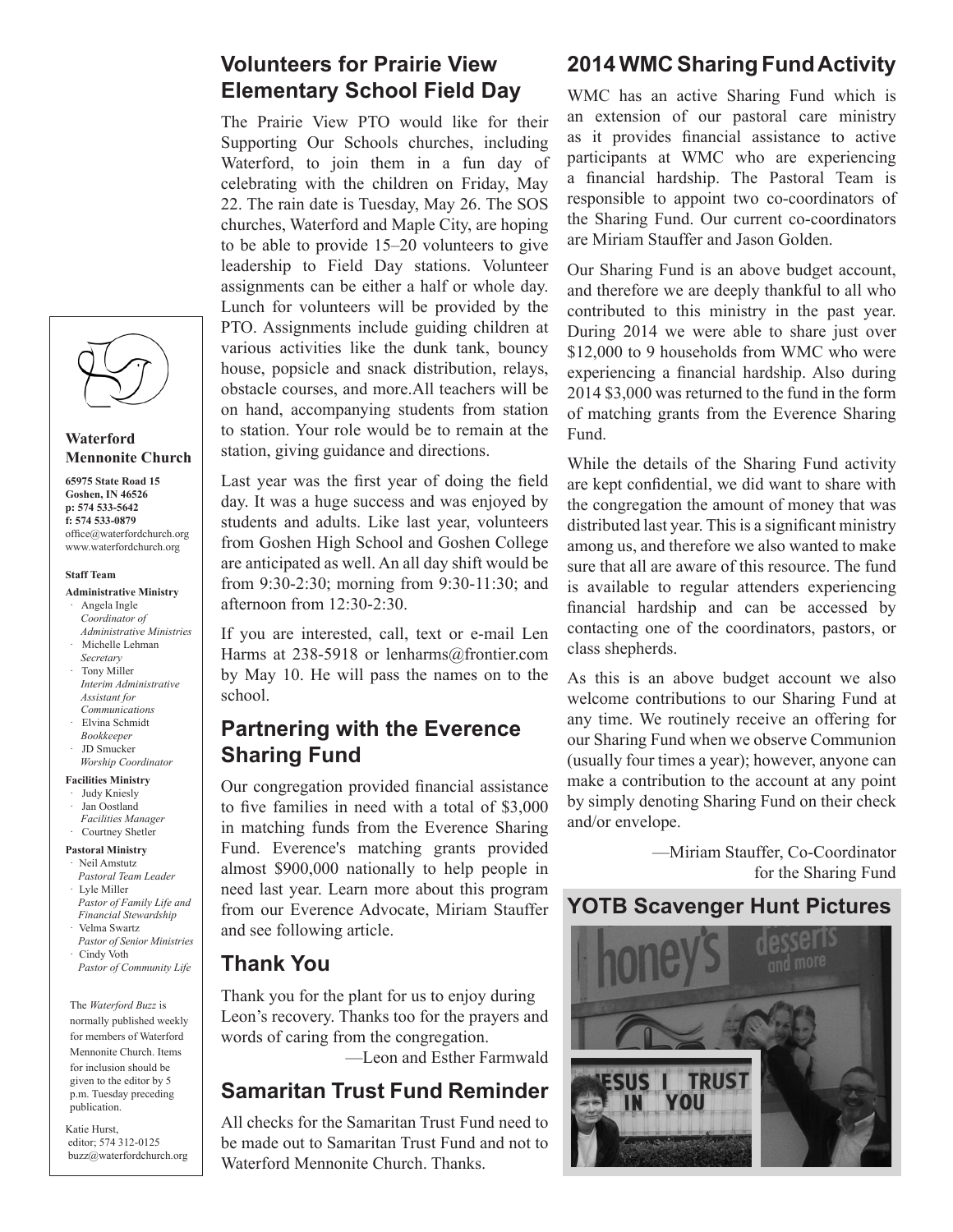**Waterford Mennonite Church**

**65975 State Road 15**
**Goshen, IN 46526**
**p: 574 533-5642**
**f: 574 533-0879**
office@waterfordchurch.org
www.waterfordchurch.org

**Staff Team**

**Administrative Ministry**
- Angela Ingle
  *Coordinator of Administrative Ministries*
- Michelle Lehman
  *Secretary*
- Tony Miller
  *Interim Administrative Assistant for Communications*
- Elvina Schmidt
  *Bookkeeper*
- JD Smucker
  *Worship Coordinator*

**Facilities Ministry**
- Judy Kniesly
- Jan Oostland
  *Facilities Manager*
- Courtney Shetler

**Pastoral Ministry**
- Neil Amstutz
  *Pastoral Team Leader*
- Lyle Miller
  *Pastor of Family Life and Financial Stewardship*
- Velma Swartz
  *Pastor of Senior Ministries*
- Cindy Voth
  *Pastor of Community Life*

The *Waterford Buzz* is normally published weekly for members of Waterford Mennonite Church. Items for inclusion should be given to the editor by 5 p.m. Tuesday preceding publication.

Katie Hurst, editor; 574 312-0125 buzz@waterfordchurch.org

## Volunteers for Prairie View Elementary School Field Day

The Prairie View PTO would like for their Supporting Our Schools churches, including Waterford, to join them in a fun day of celebrating with the children on Friday, May 22. The rain date is Tuesday, May 26. The SOS churches, Waterford and Maple City, are hoping to be able to provide 15–20 volunteers to give leadership to Field Day stations. Volunteer assignments can be either a half or whole day. Lunch for volunteers will be provided by the PTO. Assignments include guiding children at various activities like the dunk tank, bouncy house, popsicle and snack distribution, relays, obstacle courses, and more.All teachers will be on hand, accompanying students from station to station. Your role would be to remain at the station, giving guidance and directions.

Last year was the first year of doing the field day. It was a huge success and was enjoyed by students and adults. Like last year, volunteers from Goshen High School and Goshen College are anticipated as well. An all day shift would be from 9:30-2:30; morning from 9:30-11:30; and afternoon from 12:30-2:30.

If you are interested, call, text or e-mail Len Harms at 238-5918 or lenharms@frontier.com by May 10. He will pass the names on to the school.

## Partnering with the Everence Sharing Fund

Our congregation provided financial assistance to five families in need with a total of $3,000 in matching funds from the Everence Sharing Fund. Everence's matching grants provided almost $900,000 nationally to help people in need last year. Learn more about this program from our Everence Advocate, Miriam Stauffer and see following article.

## Thank You

Thank you for the plant for us to enjoy during Leon's recovery. Thanks too for the prayers and words of caring from the congregation.

—Leon and Esther Farmwald

## Samaritan Trust Fund Reminder

All checks for the Samaritan Trust Fund need to be made out to Samaritan Trust Fund and not to Waterford Mennonite Church. Thanks.

## 2014 WMC Sharing Fund Activity

WMC has an active Sharing Fund which is an extension of our pastoral care ministry as it provides financial assistance to active participants at WMC who are experiencing a financial hardship. The Pastoral Team is responsible to appoint two co-coordinators of the Sharing Fund. Our current co-coordinators are Miriam Stauffer and Jason Golden.

Our Sharing Fund is an above budget account, and therefore we are deeply thankful to all who contributed to this ministry in the past year. During 2014 we were able to share just over $12,000 to 9 households from WMC who were experiencing a financial hardship. Also during 2014 $3,000 was returned to the fund in the form of matching grants from the Everence Sharing Fund.

While the details of the Sharing Fund activity are kept confidential, we did want to share with the congregation the amount of money that was distributed last year. This is a significant ministry among us, and therefore we also wanted to make sure that all are aware of this resource. The fund is available to regular attenders experiencing financial hardship and can be accessed by contacting one of the coordinators, pastors, or class shepherds.

As this is an above budget account we also welcome contributions to our Sharing Fund at any time. We routinely receive an offering for our Sharing Fund when we observe Communion (usually four times a year); however, anyone can make a contribution to the account at any point by simply denoting Sharing Fund on their check and/or envelope.

—Miriam Stauffer, Co-Coordinator for the Sharing Fund

## YOTB Scavenger Hunt Pictures